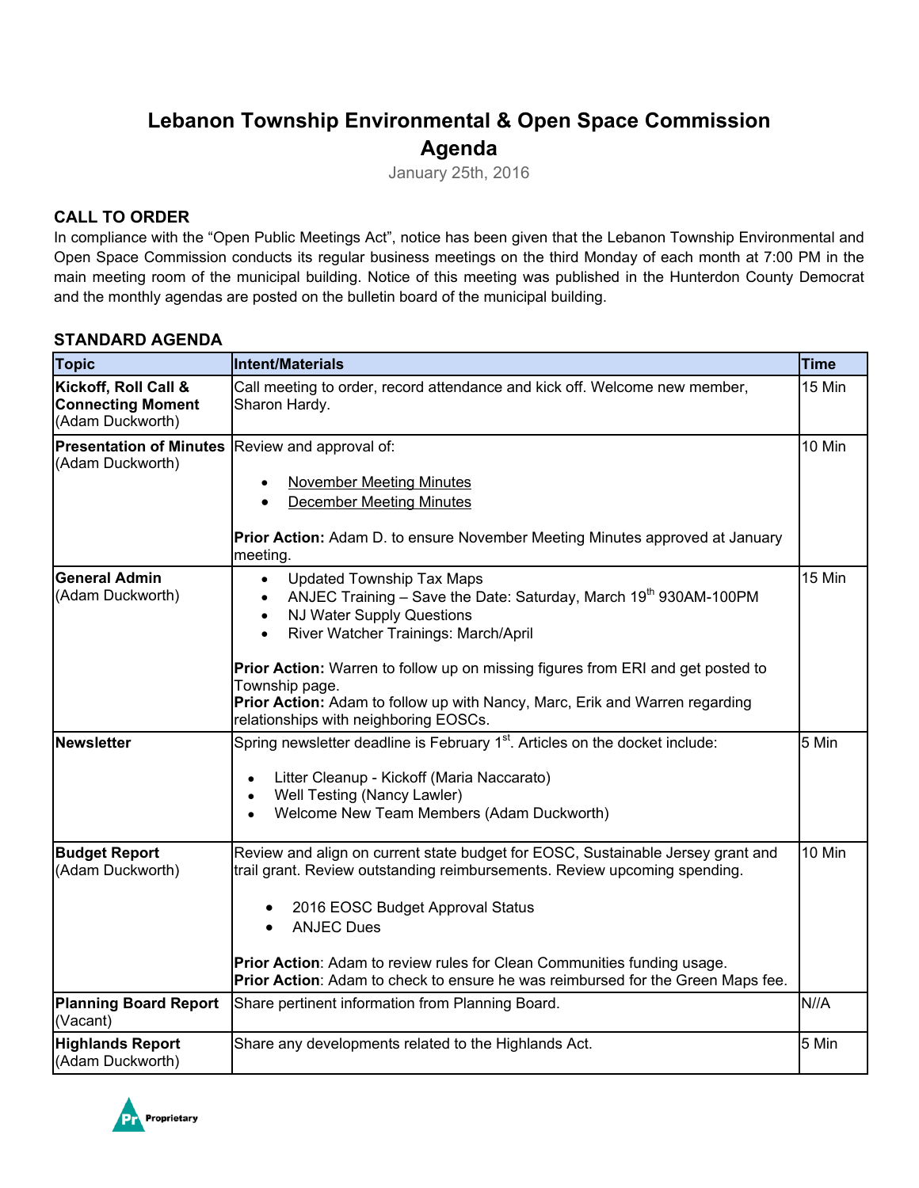# Lebanon Township Environmental & Open Space Commission Agenda

January 25th, 2016

## CALL TO ORDER

In compliance with the "Open Public Meetings Act", notice has been given that the Lebanon Township Environmental and Open Space Commission conducts its regular business meetings on the third Monday of each month at 7:00 PM in the main meeting room of the municipal building. Notice of this meeting was published in the Hunterdon County Democrat and the monthly agendas are posted on the bulletin board of the municipal building.

## STANDARD AGENDA

| Topic | Intent/Materials | Time |
|---|---|---|
| **Kickoff, Roll Call & Connecting Moment** (Adam Duckworth) | Call meeting to order, record attendance and kick off. Welcome new member, Sharon Hardy. | 15 Min |
| **Presentation of Minutes** (Adam Duckworth) | Review and approval of:<br>• November Meeting Minutes<br>• December Meeting Minutes<br><br>**Prior Action:** Adam D. to ensure November Meeting Minutes approved at January meeting. | 10 Min |
| **General Admin** (Adam Duckworth) | • Updated Township Tax Maps<br>• ANJEC Training – Save the Date: Saturday, March 19th 930AM-100PM<br>• NJ Water Supply Questions<br>• River Watcher Trainings: March/April<br><br>**Prior Action:** Warren to follow up on missing figures from ERI and get posted to Township page.<br>**Prior Action:** Adam to follow up with Nancy, Marc, Erik and Warren regarding relationships with neighboring EOSCs. | 15 Min |
| **Newsletter** | Spring newsletter deadline is February 1st. Articles on the docket include:<br>• Litter Cleanup - Kickoff (Maria Naccarato)<br>• Well Testing (Nancy Lawler)<br>• Welcome New Team Members (Adam Duckworth) | 5 Min |
| **Budget Report** (Adam Duckworth) | Review and align on current state budget for EOSC, Sustainable Jersey grant and trail grant. Review outstanding reimbursements. Review upcoming spending.<br>• 2016 EOSC Budget Approval Status<br>• ANJEC Dues<br><br>**Prior Action**: Adam to review rules for Clean Communities funding usage.<br>**Prior Action**: Adam to check to ensure he was reimbursed for the Green Maps fee. | 10 Min |
| **Planning Board Report** (Vacant) | Share pertinent information from Planning Board. | N//A |
| **Highlands Report** (Adam Duckworth) | Share any developments related to the Highlands Act. | 5 Min |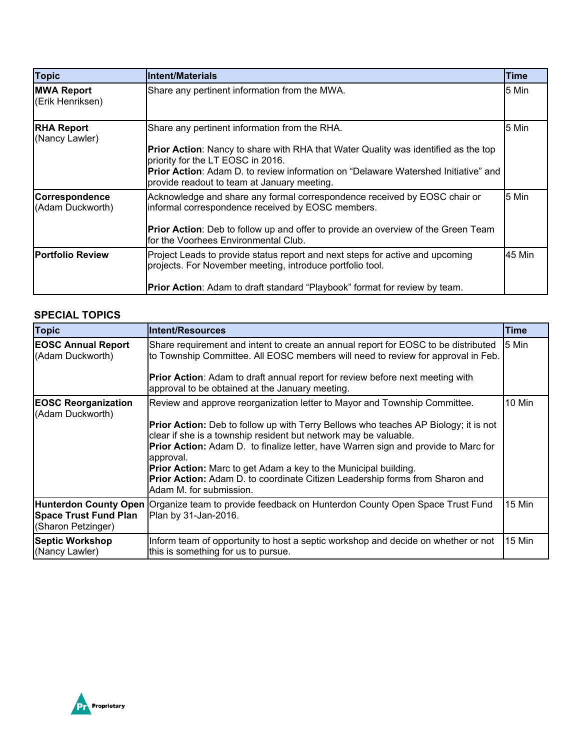| Topic | Intent/Materials | Time |
|---|---|---|
| **MWA Report** (Erik Henriksen) | Share any pertinent information from the MWA. | 5 Min |
| **RHA Report** (Nancy Lawler) | Share any pertinent information from the RHA.<br><br>**Prior Action**: Nancy to share with RHA that Water Quality was identified as the top priority for the LT EOSC in 2016.<br>**Prior Action**: Adam D. to review information on "Delaware Watershed Initiative" and provide readout to team at January meeting. | 5 Min |
| **Correspondence** (Adam Duckworth) | Acknowledge and share any formal correspondence received by EOSC chair or informal correspondence received by EOSC members.<br><br>**Prior Action**: Deb to follow up and offer to provide an overview of the Green Team for the Voorhees Environmental Club. | 5 Min |
| **Portfolio Review** | Project Leads to provide status report and next steps for active and upcoming projects. For November meeting, introduce portfolio tool.<br><br>**Prior Action**: Adam to draft standard "Playbook" format for review by team. | 45 Min |

## SPECIAL TOPICS

| Topic | Intent/Resources | Time |
|---|---|---|
| **EOSC Annual Report** (Adam Duckworth) | Share requirement and intent to create an annual report for EOSC to be distributed to Township Committee. All EOSC members will need to review for approval in Feb.<br><br>**Prior Action**: Adam to draft annual report for review before next meeting with approval to be obtained at the January meeting. | 5 Min |
| **EOSC Reorganization** (Adam Duckworth) | Review and approve reorganization letter to Mayor and Township Committee.<br><br>**Prior Action:** Deb to follow up with Terry Bellows who teaches AP Biology; it is not clear if she is a township resident but network may be valuable.<br>**Prior Action:** Adam D. to finalize letter, have Warren sign and provide to Marc for approval.<br>**Prior Action:** Marc to get Adam a key to the Municipal building.<br>**Prior Action:** Adam D. to coordinate Citizen Leadership forms from Sharon and Adam M. for submission. | 10 Min |
| **Hunterdon County Open Space Trust Fund Plan** (Sharon Petzinger) | Organize team to provide feedback on Hunterdon County Open Space Trust Fund Plan by 31-Jan-2016. | 15 Min |
| **Septic Workshop** (Nancy Lawler) | Inform team of opportunity to host a septic workshop and decide on whether or not this is something for us to pursue. | 15 Min |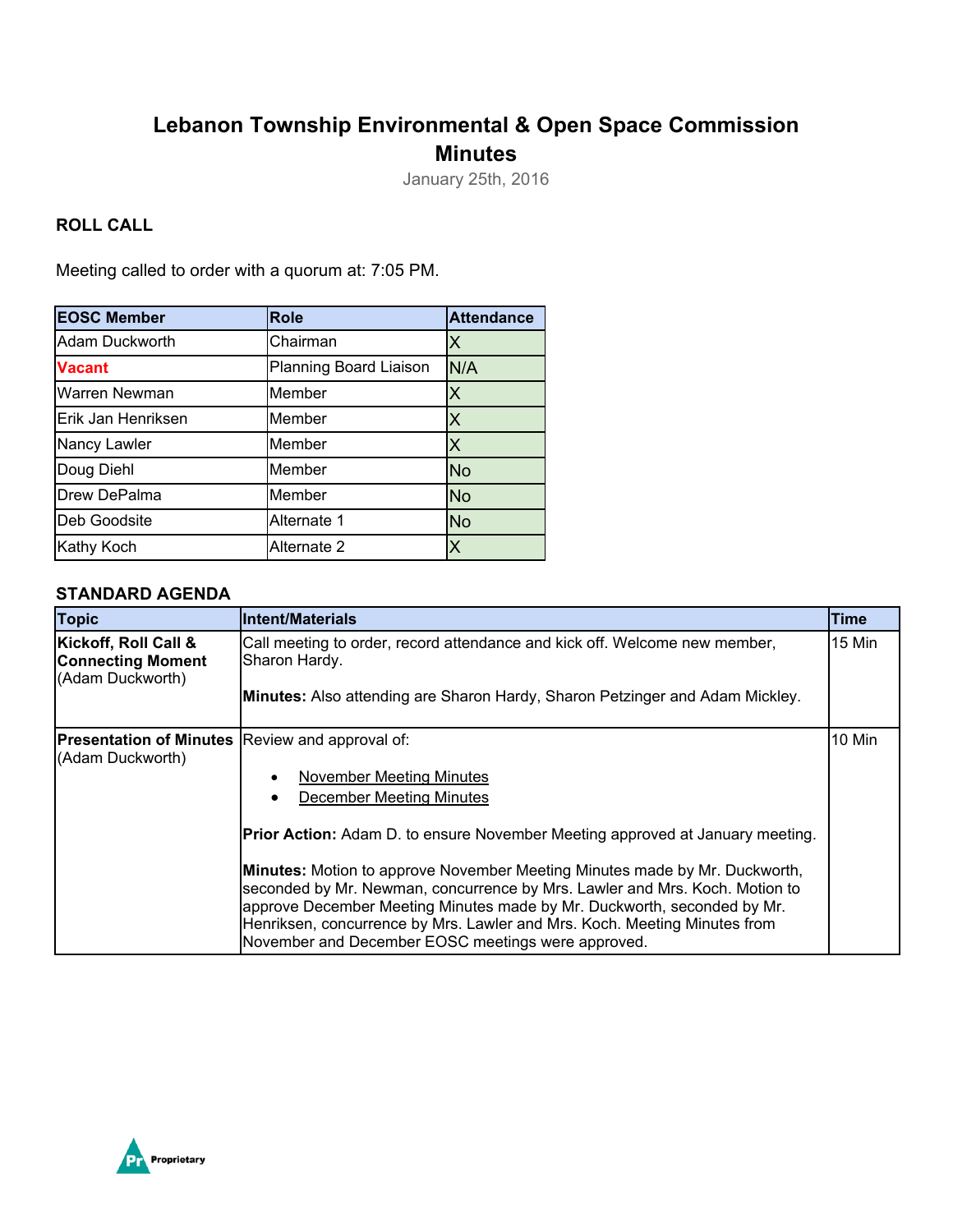# Lebanon Township Environmental & Open Space Commission Minutes

January 25th, 2016

### ROLL CALL

Meeting called to order with a quorum at: 7:05 PM.

| EOSC Member | Role | Attendance |
|---|---|---|
| Adam Duckworth | Chairman | X |
| **Vacant** | Planning Board Liaison | N/A |
| Warren Newman | Member | X |
| Erik Jan Henriksen | Member | X |
| Nancy Lawler | Member | X |
| Doug Diehl | Member | No |
| Drew DePalma | Member | No |
| Deb Goodsite | Alternate 1 | No |
| Kathy Koch | Alternate 2 | X |

### STANDARD AGENDA

| Topic | Intent/Materials | Time |
|---|---|---|
| **Kickoff, Roll Call & Connecting Moment** (Adam Duckworth) | Call meeting to order, record attendance and kick off. Welcome new member, Sharon Hardy.<br><br>**Minutes:** Also attending are Sharon Hardy, Sharon Petzinger and Adam Mickley. | 15 Min |
| **Presentation of Minutes** (Adam Duckworth) | Review and approval of:<br>• November Meeting Minutes<br>• December Meeting Minutes<br><br>**Prior Action:** Adam D. to ensure November Meeting approved at January meeting.<br><br>**Minutes:** Motion to approve November Meeting Minutes made by Mr. Duckworth, seconded by Mr. Newman, concurrence by Mrs. Lawler and Mrs. Koch. Motion to approve December Meeting Minutes made by Mr. Duckworth, seconded by Mr. Henriksen, concurrence by Mrs. Lawler and Mrs. Koch. Meeting Minutes from November and December EOSC meetings were approved. | 10 Min |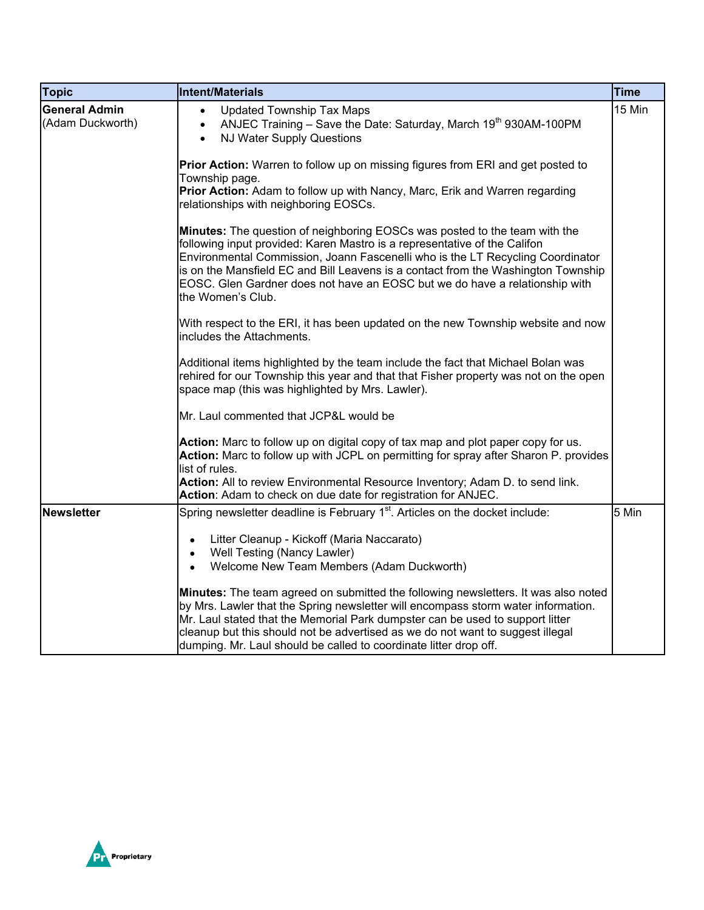| Topic | Intent/Materials | Time |
|---|---|---|
| **General Admin** (Adam Duckworth) | • Updated Township Tax Maps<br>• ANJEC Training – Save the Date: Saturday, March 19th 930AM-100PM<br>• NJ Water Supply Questions<br><br>**Prior Action:** Warren to follow up on missing figures from ERI and get posted to Township page.<br>**Prior Action:** Adam to follow up with Nancy, Marc, Erik and Warren regarding relationships with neighboring EOSCs.<br><br>**Minutes:** The question of neighboring EOSCs was posted to the team with the following input provided: Karen Mastro is a representative of the Califon Environmental Commission, Joann Fascenelli who is the LT Recycling Coordinator is on the Mansfield EC and Bill Leavens is a contact from the Washington Township EOSC. Glen Gardner does not have an EOSC but we do have a relationship with the Women's Club.<br><br>With respect to the ERI, it has been updated on the new Township website and now includes the Attachments.<br><br>Additional items highlighted by the team include the fact that Michael Bolan was rehired for our Township this year and that that Fisher property was not on the open space map (this was highlighted by Mrs. Lawler).<br><br>Mr. Laul commented that JCP&L would be<br><br>**Action:** Marc to follow up on digital copy of tax map and plot paper copy for us.<br>**Action:** Marc to follow up with JCPL on permitting for spray after Sharon P. provides list of rules.<br>**Action:** All to review Environmental Resource Inventory; Adam D. to send link.<br>**Action**: Adam to check on due date for registration for ANJEC. | 15 Min |
| **Newsletter** | Spring newsletter deadline is February 1st. Articles on the docket include:<br><br>• Litter Cleanup - Kickoff (Maria Naccarato)<br>• Well Testing (Nancy Lawler)<br>• Welcome New Team Members (Adam Duckworth)<br><br>**Minutes:** The team agreed on submitted the following newsletters. It was also noted by Mrs. Lawler that the Spring newsletter will encompass storm water information. Mr. Laul stated that the Memorial Park dumpster can be used to support litter cleanup but this should not be advertised as we do not want to suggest illegal dumping. Mr. Laul should be called to coordinate litter drop off. | 5 Min |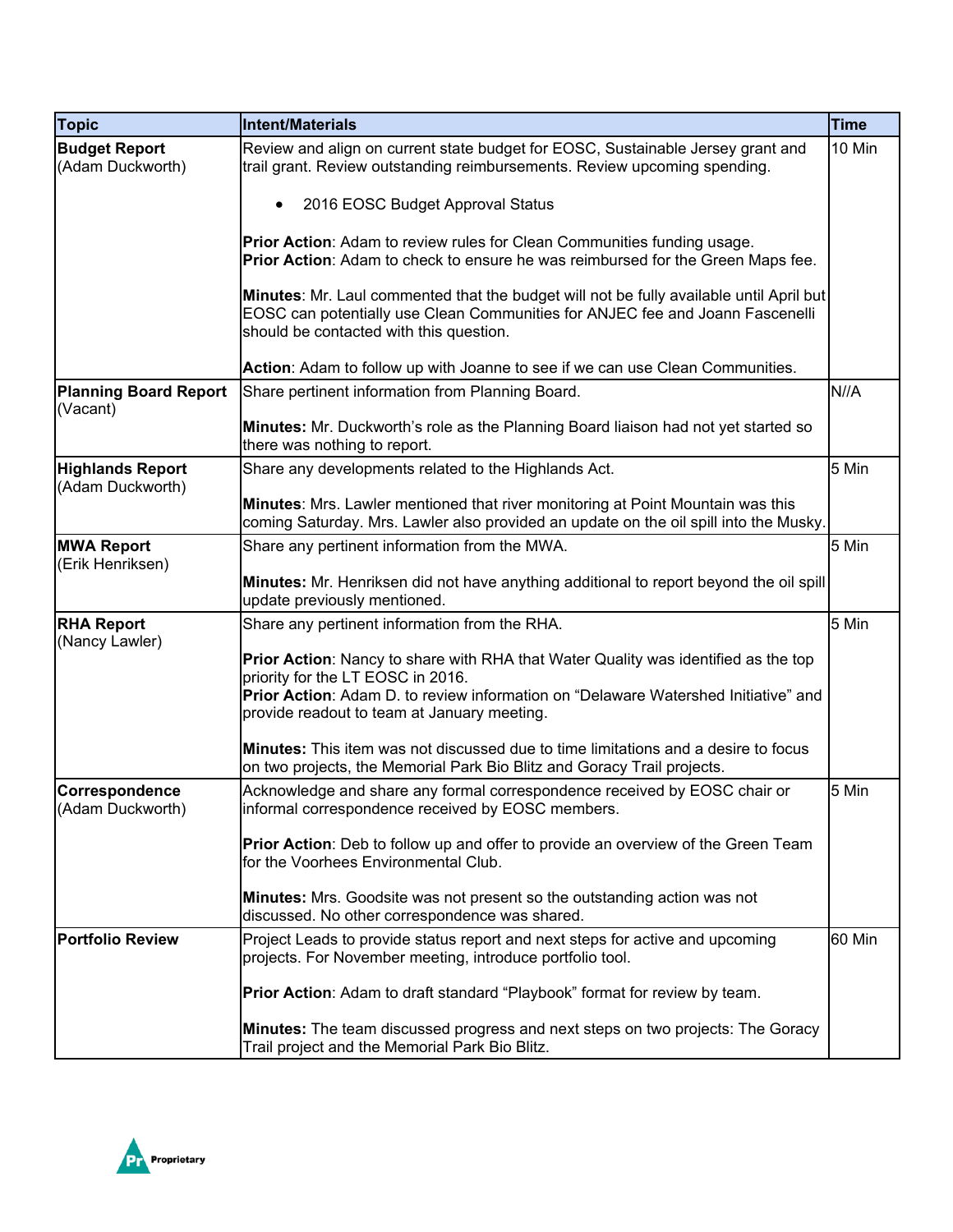| Topic | Intent/Materials | Time |
| --- | --- | --- |
| **Budget Report** (Adam Duckworth) | Review and align on current state budget for EOSC, Sustainable Jersey grant and trail grant. Review outstanding reimbursements. Review upcoming spending.<br><br>• 2016 EOSC Budget Approval Status<br><br>**Prior Action**: Adam to review rules for Clean Communities funding usage.<br>**Prior Action**: Adam to check to ensure he was reimbursed for the Green Maps fee.<br><br>**Minutes**: Mr. Laul commented that the budget will not be fully available until April but EOSC can potentially use Clean Communities for ANJEC fee and Joann Fascenelli should be contacted with this question.<br><br>**Action**: Adam to follow up with Joanne to see if we can use Clean Communities. | 10 Min |
| **Planning Board Report** (Vacant) | Share pertinent information from Planning Board.<br><br>**Minutes:** Mr. Duckworth's role as the Planning Board liaison had not yet started so there was nothing to report. | N//A |
| **Highlands Report** (Adam Duckworth) | Share any developments related to the Highlands Act.<br><br>**Minutes**: Mrs. Lawler mentioned that river monitoring at Point Mountain was this coming Saturday. Mrs. Lawler also provided an update on the oil spill into the Musky. | 5 Min |
| **MWA Report** (Erik Henriksen) | Share any pertinent information from the MWA.<br><br>**Minutes:** Mr. Henriksen did not have anything additional to report beyond the oil spill update previously mentioned. | 5 Min |
| **RHA Report** (Nancy Lawler) | Share any pertinent information from the RHA.<br><br>**Prior Action**: Nancy to share with RHA that Water Quality was identified as the top priority for the LT EOSC in 2016.<br>**Prior Action**: Adam D. to review information on "Delaware Watershed Initiative" and provide readout to team at January meeting.<br><br>**Minutes:** This item was not discussed due to time limitations and a desire to focus on two projects, the Memorial Park Bio Blitz and Goracy Trail projects. | 5 Min |
| **Correspondence** (Adam Duckworth) | Acknowledge and share any formal correspondence received by EOSC chair or informal correspondence received by EOSC members.<br><br>**Prior Action**: Deb to follow up and offer to provide an overview of the Green Team for the Voorhees Environmental Club.<br><br>**Minutes:** Mrs. Goodsite was not present so the outstanding action was not discussed. No other correspondence was shared. | 5 Min |
| **Portfolio Review** | Project Leads to provide status report and next steps for active and upcoming projects. For November meeting, introduce portfolio tool.<br><br>**Prior Action**: Adam to draft standard "Playbook" format for review by team.<br><br>**Minutes:** The team discussed progress and next steps on two projects: The Goracy Trail project and the Memorial Park Bio Blitz. | 60 Min |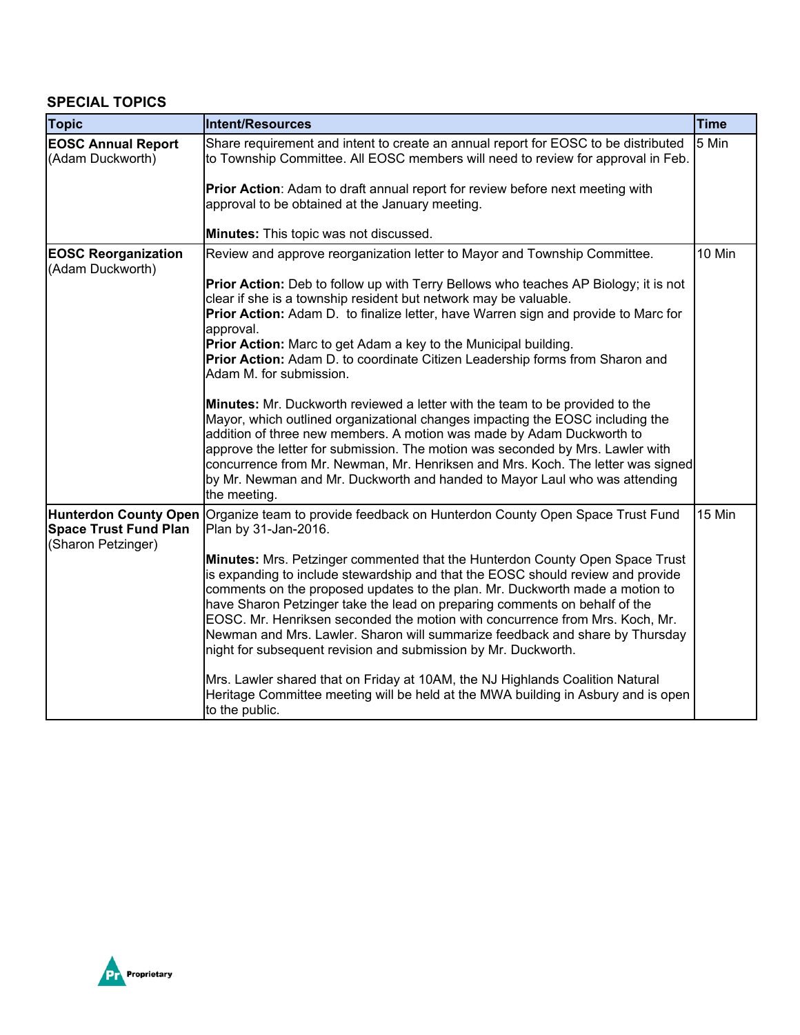## SPECIAL TOPICS

| Topic | Intent/Resources | Time |
|---|---|---|
| **EOSC Annual Report** (Adam Duckworth) | Share requirement and intent to create an annual report for EOSC to be distributed to Township Committee. All EOSC members will need to review for approval in Feb.<br><br>**Prior Action**: Adam to draft annual report for review before next meeting with approval to be obtained at the January meeting.<br><br>**Minutes:** This topic was not discussed. | 5 Min |
| **EOSC Reorganization** (Adam Duckworth) | Review and approve reorganization letter to Mayor and Township Committee.<br><br>**Prior Action:** Deb to follow up with Terry Bellows who teaches AP Biology; it is not clear if she is a township resident but network may be valuable.<br>**Prior Action:** Adam D. to finalize letter, have Warren sign and provide to Marc for approval.<br>**Prior Action:** Marc to get Adam a key to the Municipal building.<br>**Prior Action:** Adam D. to coordinate Citizen Leadership forms from Sharon and Adam M. for submission.<br><br>**Minutes:** Mr. Duckworth reviewed a letter with the team to be provided to the Mayor, which outlined organizational changes impacting the EOSC including the addition of three new members. A motion was made by Adam Duckworth to approve the letter for submission. The motion was seconded by Mrs. Lawler with concurrence from Mr. Newman, Mr. Henriksen and Mrs. Koch. The letter was signed by Mr. Newman and Mr. Duckworth and handed to Mayor Laul who was attending the meeting. | 10 Min |
| **Hunterdon County Open Space Trust Fund Plan** (Sharon Petzinger) | Organize team to provide feedback on Hunterdon County Open Space Trust Fund Plan by 31-Jan-2016.<br><br>**Minutes:** Mrs. Petzinger commented that the Hunterdon County Open Space Trust is expanding to include stewardship and that the EOSC should review and provide comments on the proposed updates to the plan. Mr. Duckworth made a motion to have Sharon Petzinger take the lead on preparing comments on behalf of the EOSC. Mr. Henriksen seconded the motion with concurrence from Mrs. Koch, Mr. Newman and Mrs. Lawler. Sharon will summarize feedback and share by Thursday night for subsequent revision and submission by Mr. Duckworth.<br><br>Mrs. Lawler shared that on Friday at 10AM, the NJ Highlands Coalition Natural Heritage Committee meeting will be held at the MWA building in Asbury and is open to the public. | 15 Min |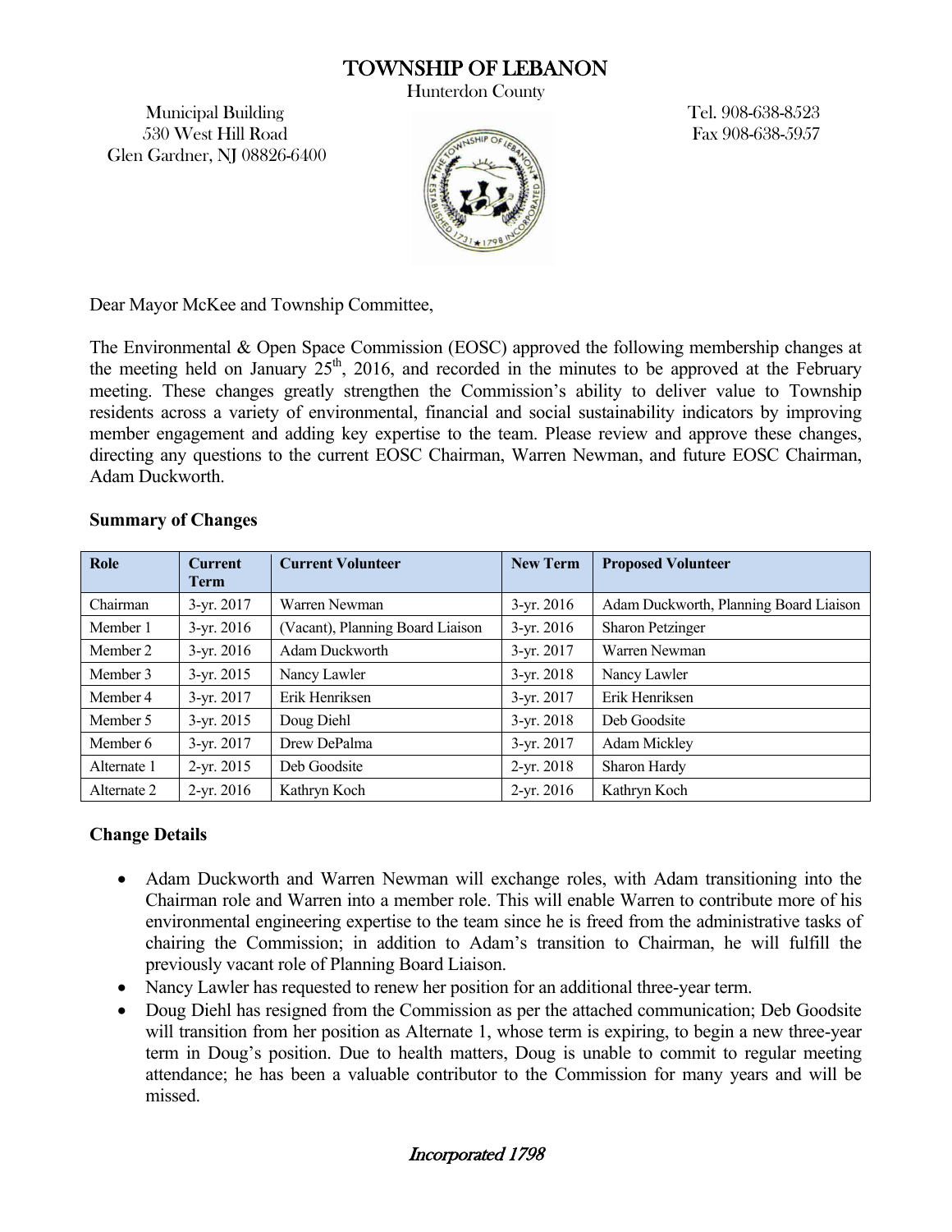# TOWNSHIP OF LEBANON

Hunterdon County

Municipal Building
530 West Hill Road
Glen Gardner, NJ 08826-6400

Tel. 908-638-8523
Fax 908-638-5957

Dear Mayor McKee and Township Committee,

The Environmental & Open Space Commission (EOSC) approved the following membership changes at the meeting held on January 25th, 2016, and recorded in the minutes to be approved at the February meeting. These changes greatly strengthen the Commission's ability to deliver value to Township residents across a variety of environmental, financial and social sustainability indicators by improving member engagement and adding key expertise to the team. Please review and approve these changes, directing any questions to the current EOSC Chairman, Warren Newman, and future EOSC Chairman, Adam Duckworth.

**Summary of Changes**

| Role | Current Term | Current Volunteer | New Term | Proposed Volunteer |
|---|---|---|---|---|
| Chairman | 3-yr. 2017 | Warren Newman | 3-yr. 2016 | Adam Duckworth, Planning Board Liaison |
| Member 1 | 3-yr. 2016 | (Vacant), Planning Board Liaison | 3-yr. 2016 | Sharon Petzinger |
| Member 2 | 3-yr. 2016 | Adam Duckworth | 3-yr. 2017 | Warren Newman |
| Member 3 | 3-yr. 2015 | Nancy Lawler | 3-yr. 2018 | Nancy Lawler |
| Member 4 | 3-yr. 2017 | Erik Henriksen | 3-yr. 2017 | Erik Henriksen |
| Member 5 | 3-yr. 2015 | Doug Diehl | 3-yr. 2018 | Deb Goodsite |
| Member 6 | 3-yr. 2017 | Drew DePalma | 3-yr. 2017 | Adam Mickley |
| Alternate 1 | 2-yr. 2015 | Deb Goodsite | 2-yr. 2018 | Sharon Hardy |
| Alternate 2 | 2-yr. 2016 | Kathryn Koch | 2-yr. 2016 | Kathryn Koch |

**Change Details**

- Adam Duckworth and Warren Newman will exchange roles, with Adam transitioning into the Chairman role and Warren into a member role. This will enable Warren to contribute more of his environmental engineering expertise to the team since he is freed from the administrative tasks of chairing the Commission; in addition to Adam's transition to Chairman, he will fulfill the previously vacant role of Planning Board Liaison.
- Nancy Lawler has requested to renew her position for an additional three-year term.
- Doug Diehl has resigned from the Commission as per the attached communication; Deb Goodsite will transition from her position as Alternate 1, whose term is expiring, to begin a new three-year term in Doug's position. Due to health matters, Doug is unable to commit to regular meeting attendance; he has been a valuable contributor to the Commission for many years and will be missed.

*Incorporated 1798*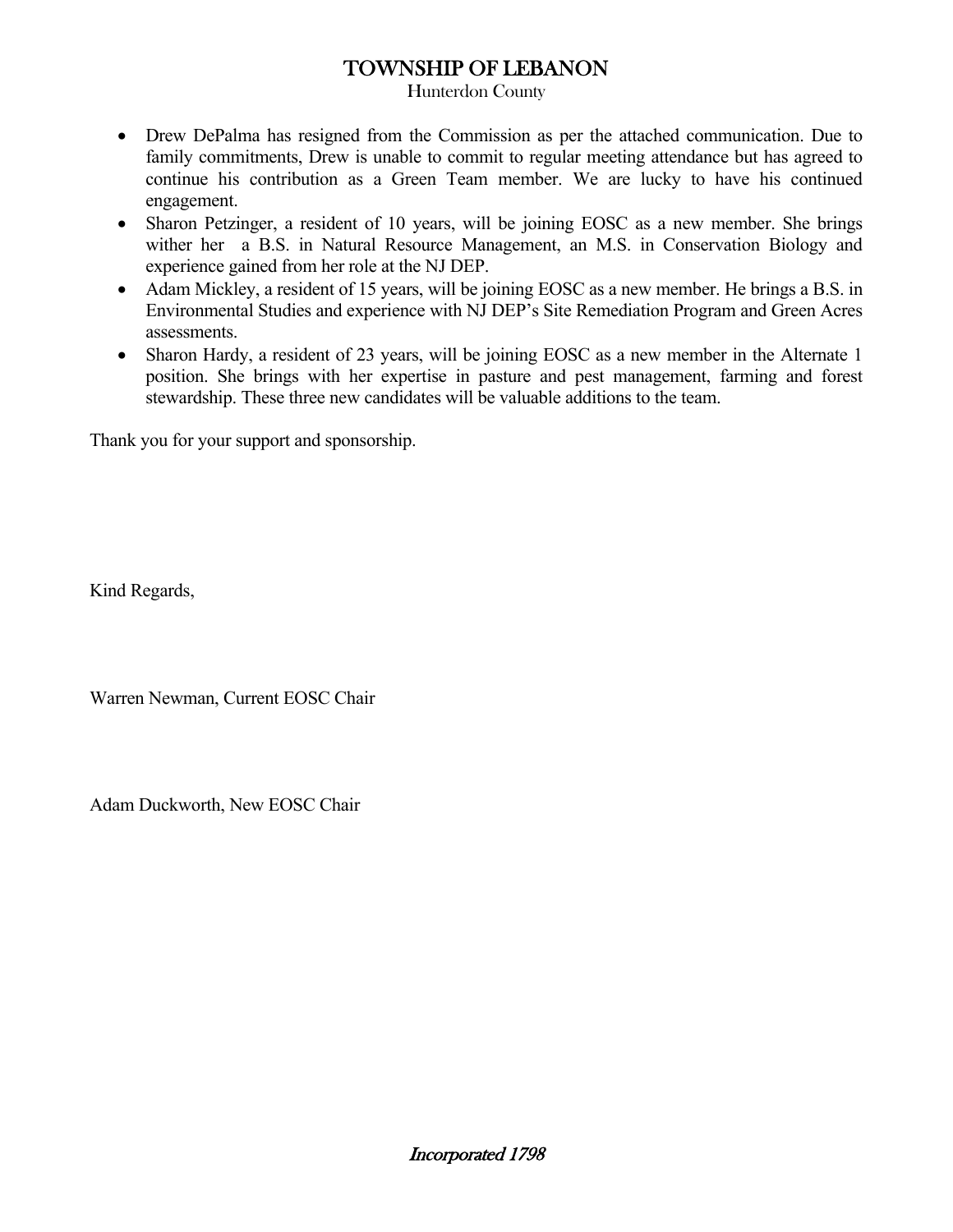- Drew DePalma has resigned from the Commission as per the attached communication. Due to family commitments, Drew is unable to commit to regular meeting attendance but has agreed to continue his contribution as a Green Team member. We are lucky to have his continued engagement.
- Sharon Petzinger, a resident of 10 years, will be joining EOSC as a new member. She brings wither her a B.S. in Natural Resource Management, an M.S. in Conservation Biology and experience gained from her role at the NJ DEP.
- Adam Mickley, a resident of 15 years, will be joining EOSC as a new member. He brings a B.S. in Environmental Studies and experience with NJ DEP's Site Remediation Program and Green Acres assessments.
- Sharon Hardy, a resident of 23 years, will be joining EOSC as a new member in the Alternate 1 position. She brings with her expertise in pasture and pest management, farming and forest stewardship. These three new candidates will be valuable additions to the team.

Thank you for your support and sponsorship.

Kind Regards,

Warren Newman, Current EOSC Chair

Adam Duckworth, New EOSC Chair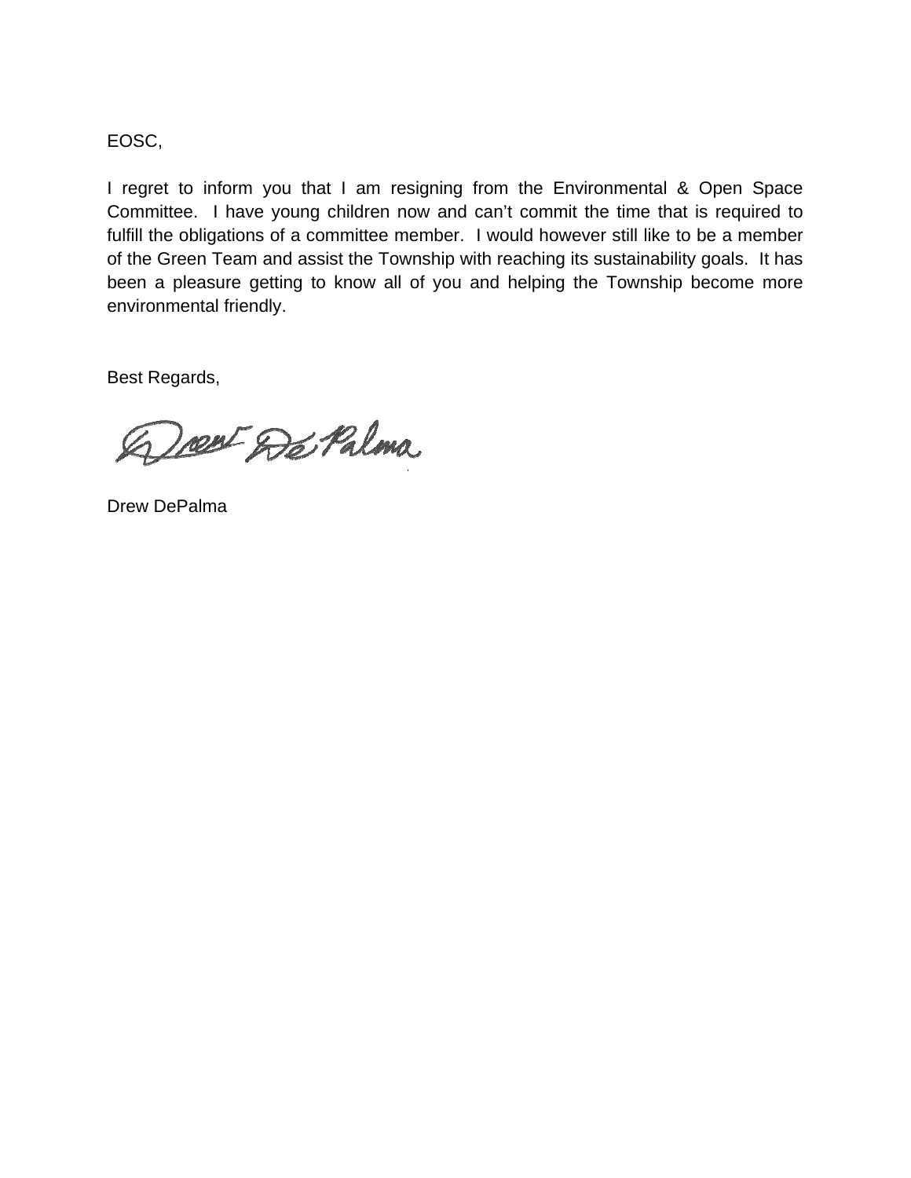EOSC,

I regret to inform you that I am resigning from the Environmental & Open Space Committee. I have young children now and can't commit the time that is required to fulfill the obligations of a committee member. I would however still like to be a member of the Green Team and assist the Township with reaching its sustainability goals. It has been a pleasure getting to know all of you and helping the Township become more environmental friendly.

Best Regards,

Drew DePalma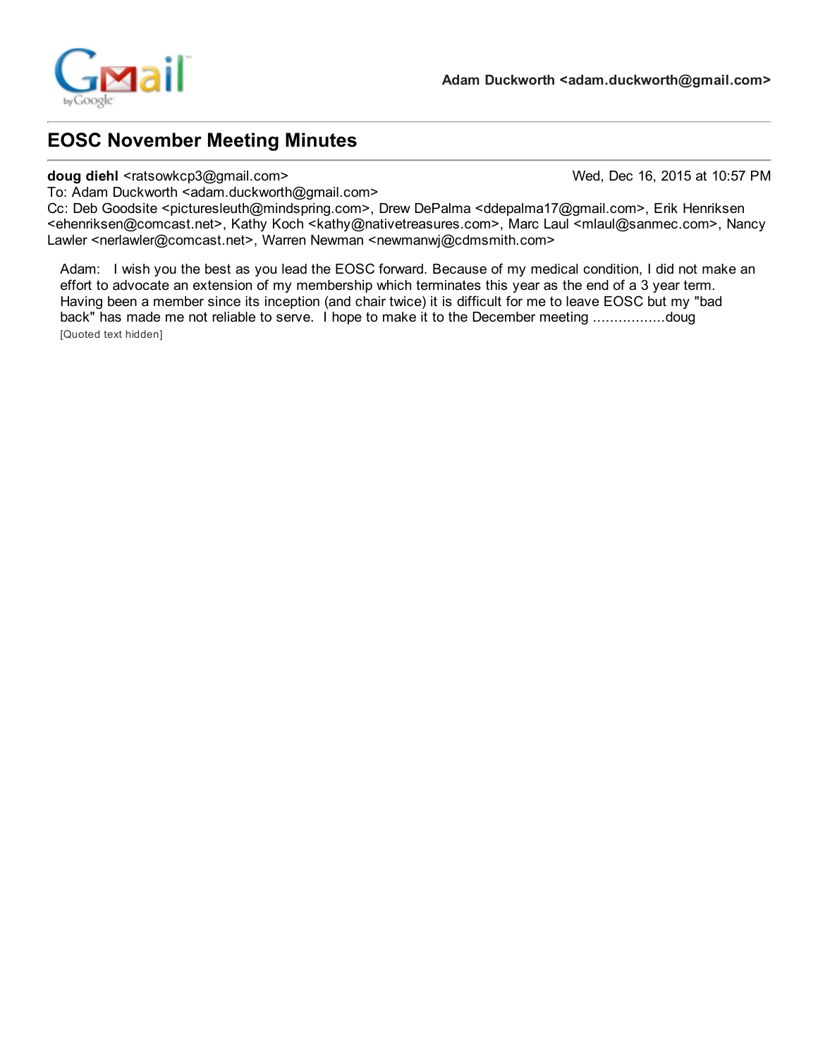Adam Duckworth <adam.duckworth@gmail.com>

# EOSC November Meeting Minutes

**doug diehl** <ratsowkcp3@gmail.com> Wed, Dec 16, 2015 at 10:57 PM
To: Adam Duckworth <adam.duckworth@gmail.com>
Cc: Deb Goodsite <picturesleuth@mindspring.com>, Drew DePalma <ddepalma17@gmail.com>, Erik Henriksen <ehenriksen@comcast.net>, Kathy Koch <kathy@nativetreasures.com>, Marc Laul <mlaul@sanmec.com>, Nancy Lawler <nerlawler@comcast.net>, Warren Newman <newmanwj@cdmsmith.com>

Adam: I wish you the best as you lead the EOSC forward. Because of my medical condition, I did not make an effort to advocate an extension of my membership which terminates this year as the end of a 3 year term. Having been a member since its inception (and chair twice) it is difficult for me to leave EOSC but my "bad back" has made me not reliable to serve. I hope to make it to the December meeting .................doug

[Quoted text hidden]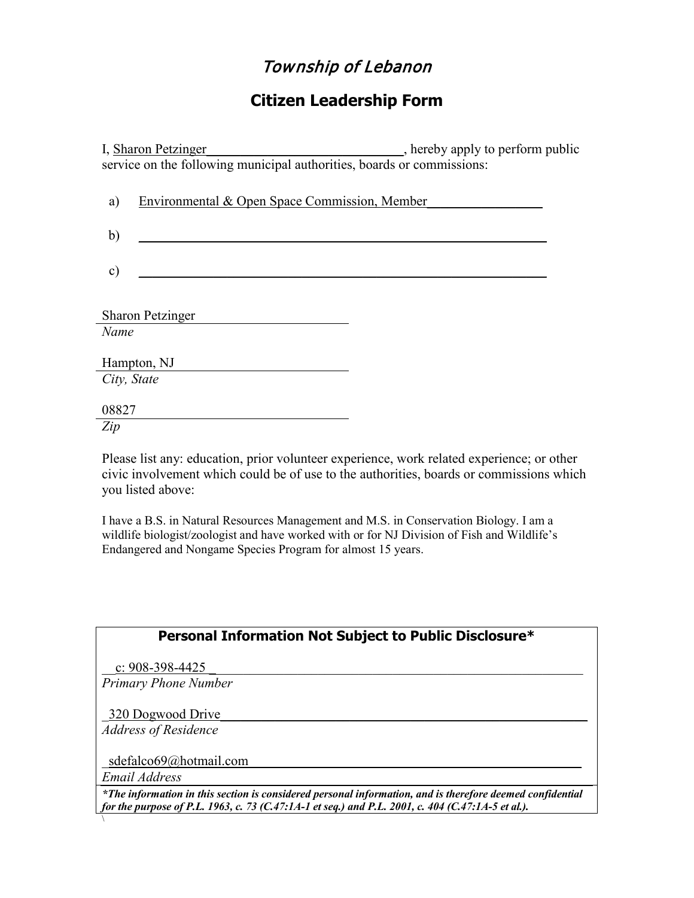# *Township of Lebanon*

## Citizen Leadership Form

I, Sharon Petzinger____________________________, hereby apply to perform public service on the following municipal authorities, boards or commissions:

a) Environmental & Open Space Commission, Member________________

b) ____________________________________________________________

c) ____________________________________________________________

Sharon Petzinger
*Name*

Hampton, NJ
*City, State*

08827
*Zip*

Please list any: education, prior volunteer experience, work related experience; or other civic involvement which could be of use to the authorities, boards or commissions which you listed above:

I have a B.S. in Natural Resources Management and M.S. in Conservation Biology. I am a wildlife biologist/zoologist and have worked with or for NJ Division of Fish and Wildlife's Endangered and Nongame Species Program for almost 15 years.

**Personal Information Not Subject to Public Disclosure***

c: 908-398-4425
*Primary Phone Number*

320 Dogwood Drive
*Address of Residence*

sdefalco69@hotmail.com
*Email Address*

***The information in this section is considered personal information, and is therefore deemed confidential for the purpose of P.L. 1963, c. 73 (C.47:1A-1 et seq.) and P.L. 2001, c. 404 (C.47:1A-5 et al.).***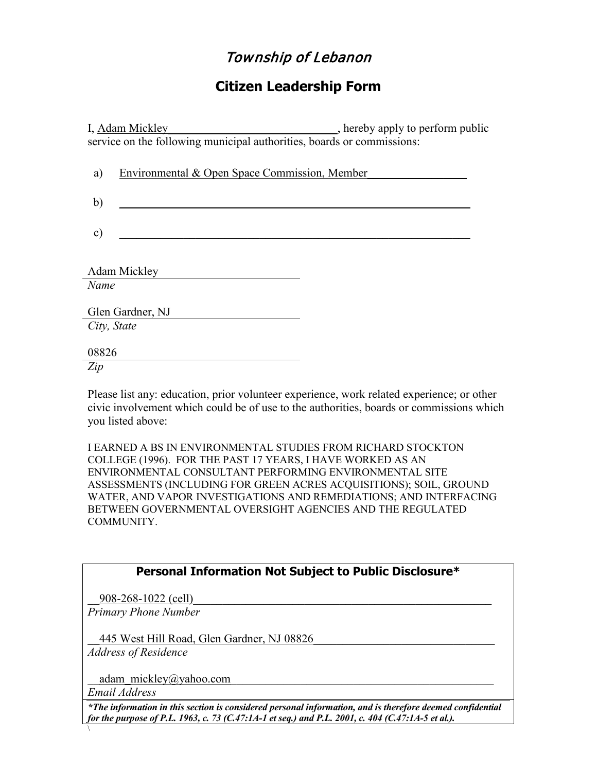# *Township of Lebanon*

## Citizen Leadership Form

I, Adam Mickley, hereby apply to perform public service on the following municipal authorities, boards or commissions:

a) Environmental & Open Space Commission, Member

b) 

c) 

Adam Mickley
*Name*

Glen Gardner, NJ
*City, State*

08826
*Zip*

Please list any: education, prior volunteer experience, work related experience; or other civic involvement which could be of use to the authorities, boards or commissions which you listed above:

I EARNED A BS IN ENVIRONMENTAL STUDIES FROM RICHARD STOCKTON COLLEGE (1996). FOR THE PAST 17 YEARS, I HAVE WORKED AS AN ENVIRONMENTAL CONSULTANT PERFORMING ENVIRONMENTAL SITE ASSESSMENTS (INCLUDING FOR GREEN ACRES ACQUISITIONS); SOIL, GROUND WATER, AND VAPOR INVESTIGATIONS AND REMEDIATIONS; AND INTERFACING BETWEEN GOVERNMENTAL OVERSIGHT AGENCIES AND THE REGULATED COMMUNITY.

**Personal Information Not Subject to Public Disclosure***

908-268-1022 (cell)
*Primary Phone Number*

445 West Hill Road, Glen Gardner, NJ 08826
*Address of Residence*

adam_mickley@yahoo.com
*Email Address*

***The information in this section is considered personal information, and is therefore deemed confidential for the purpose of P.L. 1963, c. 73 (C.47:1A-1 et seq.) and P.L. 2001, c. 404 (C.47:1A-5 et al.).***